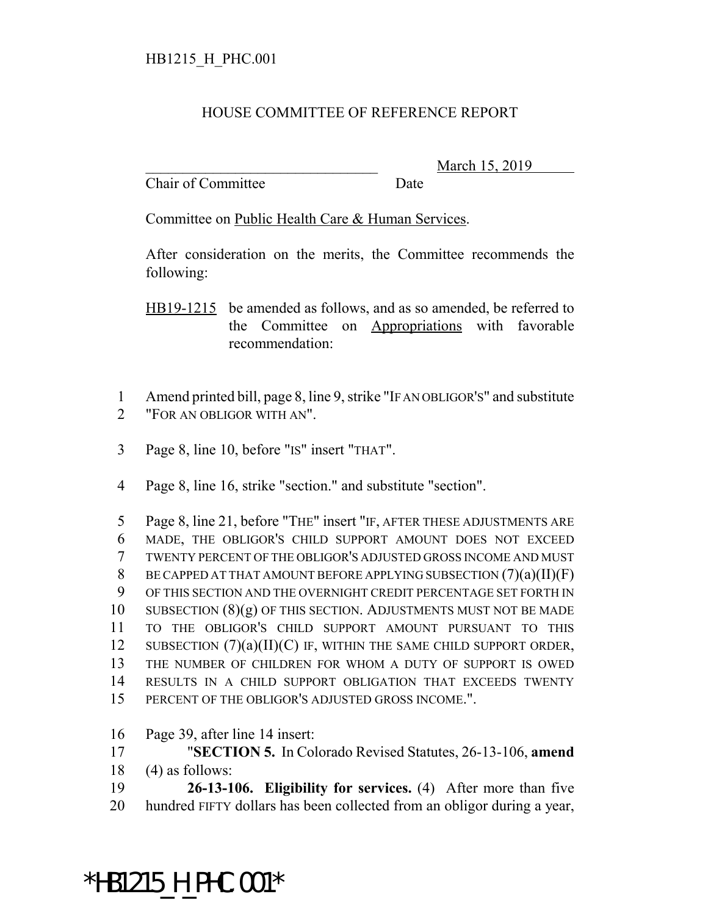HB1215_H_PHC.001

# HOUSE COMMITTEE OF REFERENCE REPORT

________________________________ March 15, 2019
Chair of Committee Date

Committee on Public Health Care & Human Services.

After consideration on the merits, the Committee recommends the following:

HB19-1215 be amended as follows, and as so amended, be referred to the Committee on Appropriations with favorable recommendation:

1 Amend printed bill, page 8, line 9, strike "IF AN OBLIGOR'S" and substitute
2 "FOR AN OBLIGOR WITH AN".

3 Page 8, line 10, before "IS" insert "THAT".

4 Page 8, line 16, strike "section." and substitute "section".

5 Page 8, line 21, before "THE" insert "IF, AFTER THESE ADJUSTMENTS ARE
6 MADE, THE OBLIGOR'S CHILD SUPPORT AMOUNT DOES NOT EXCEED
7 TWENTY PERCENT OF THE OBLIGOR'S ADJUSTED GROSS INCOME AND MUST
8 BE CAPPED AT THAT AMOUNT BEFORE APPLYING SUBSECTION (7)(a)(II)(F)
9 OF THIS SECTION AND THE OVERNIGHT CREDIT PERCENTAGE SET FORTH IN
10 SUBSECTION (8)(g) OF THIS SECTION. ADJUSTMENTS MUST NOT BE MADE
11 TO THE OBLIGOR'S CHILD SUPPORT AMOUNT PURSUANT TO THIS
12 SUBSECTION (7)(a)(II)(C) IF, WITHIN THE SAME CHILD SUPPORT ORDER,
13 THE NUMBER OF CHILDREN FOR WHOM A DUTY OF SUPPORT IS OWED
14 RESULTS IN A CHILD SUPPORT OBLIGATION THAT EXCEEDS TWENTY
15 PERCENT OF THE OBLIGOR'S ADJUSTED GROSS INCOME.".

16 Page 39, after line 14 insert:
17 "**SECTION 5.** In Colorado Revised Statutes, 26-13-106, **amend**
18 (4) as follows:
19 **26-13-106. Eligibility for services.** (4) After more than five
20 hundred FIFTY dollars has been collected from an obligor during a year,

*HB1215_H_PHC.001*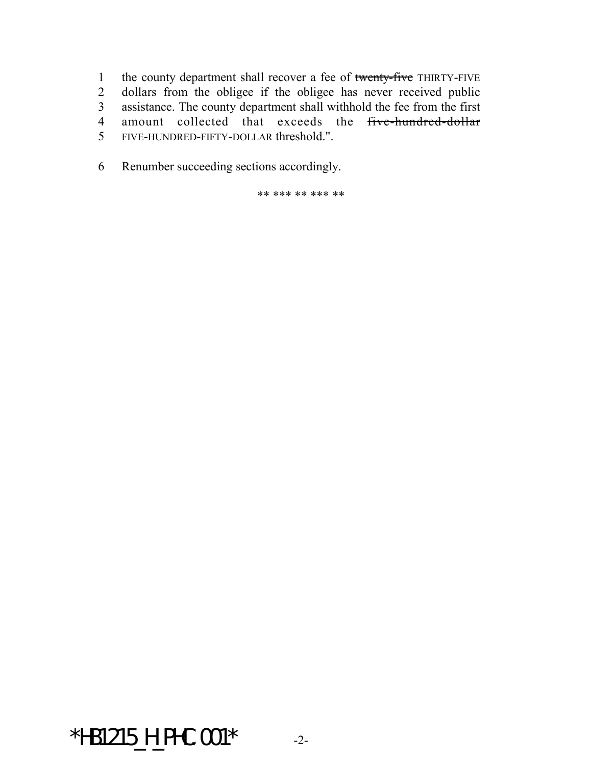1 the county department shall recover a fee of ~~twenty-five~~ THIRTY-FIVE
2 dollars from the obligee if the obligee has never received public
3 assistance. The county department shall withhold the fee from the first
4 amount collected that exceeds the ~~five-hundred-dollar~~
5 FIVE-HUNDRED-FIFTY-DOLLAR threshold.".

6 Renumber succeeding sections accordingly.

** *** ** *** **

*HB1215_H_PHC.001*